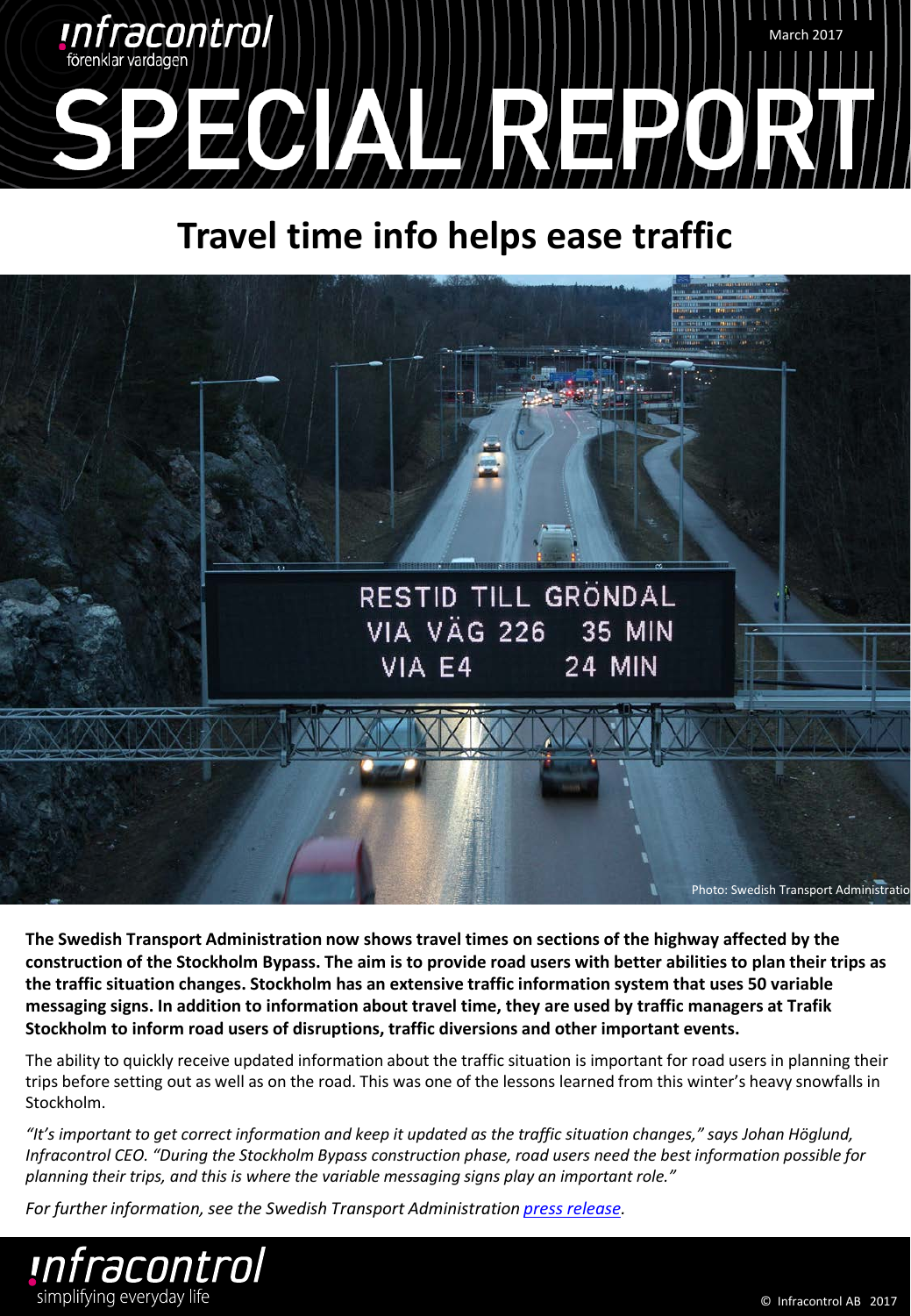infracontrol
förenklar vardagen

March 2017

# SPECIAL REPORT

## Travel time info helps ease traffic

Photo: Swedish Transport Administration

**The Swedish Transport Administration now shows travel times on sections of the highway affected by the construction of the Stockholm Bypass. The aim is to provide road users with better abilities to plan their trips as the traffic situation changes. Stockholm has an extensive traffic information system that uses 50 variable messaging signs. In addition to information about travel time, they are used by traffic managers at Trafik Stockholm to inform road users of disruptions, traffic diversions and other important events.**

The ability to quickly receive updated information about the traffic situation is important for road users in planning their trips before setting out as well as on the road. This was one of the lessons learned from this winter's heavy snowfalls in Stockholm.

*"It's important to get correct information and keep it updated as the traffic situation changes," says Johan Höglund, Infracontrol CEO. "During the Stockholm Bypass construction phase, road users need the best information possible for planning their trips, and this is where the variable messaging signs play an important role."*

*For further information, see the Swedish Transport Administration press release.*

infracontrol
simplifying everyday life

© Infracontrol AB 2017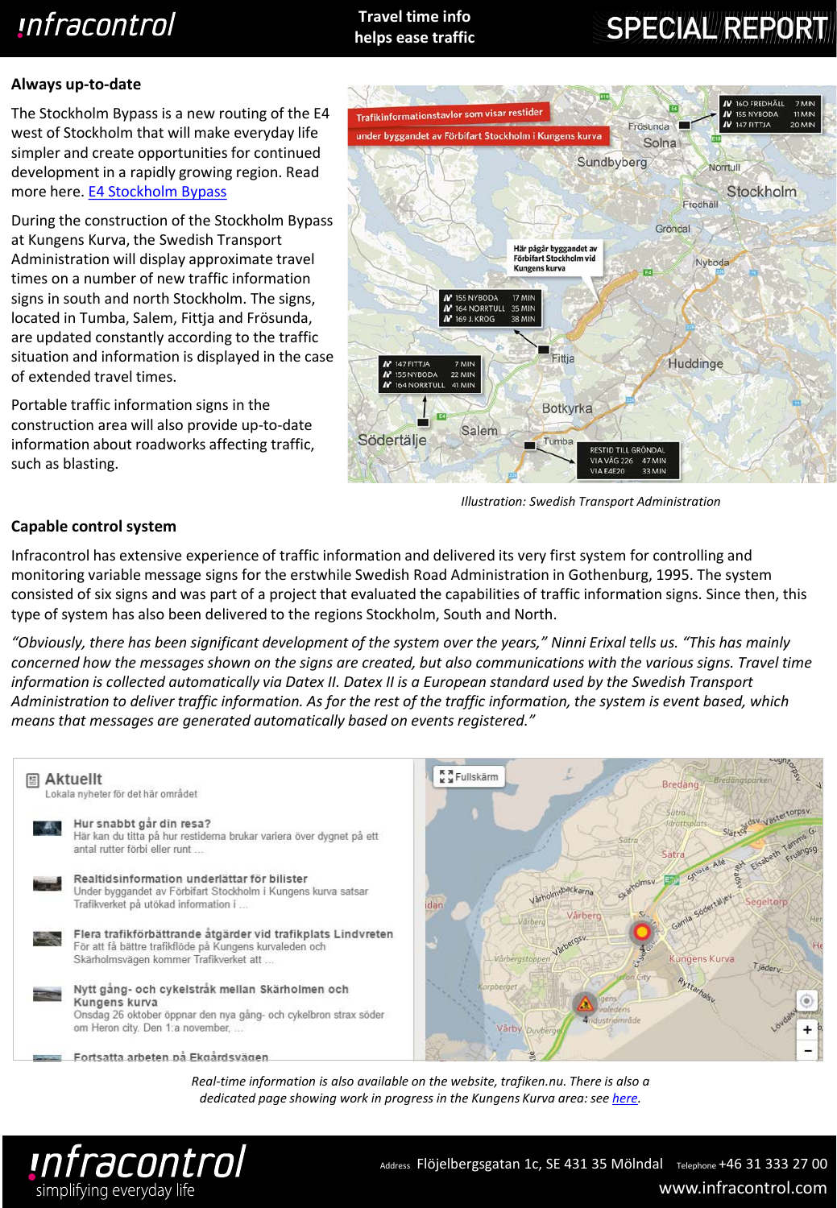## Always up-to-date

The Stockholm Bypass is a new routing of the E4 west of Stockholm that will make everyday life simpler and create opportunities for continued development in a rapidly growing region. Read more here. [E4 Stockholm Bypass](#)

During the construction of the Stockholm Bypass at Kungens Kurva, the Swedish Transport Administration will display approximate travel times on a number of new traffic information signs in south and north Stockholm. The signs, located in Tumba, Salem, Fittja and Frösunda, are updated constantly according to the traffic situation and information is displayed in the case of extended travel times.

Portable traffic information signs in the construction area will also provide up-to-date information about roadworks affecting traffic, such as blasting.

*Illustration: Swedish Transport Administration*

## Capable control system

Infracontrol has extensive experience of traffic information and delivered its very first system for controlling and monitoring variable message signs for the erstwhile Swedish Road Administration in Gothenburg, 1995. The system consisted of six signs and was part of a project that evaluated the capabilities of traffic information signs. Since then, this type of system has also been delivered to the regions Stockholm, South and North.

*"Obviously, there has been significant development of the system over the years," Ninni Erixal tells us. "This has mainly concerned how the messages shown on the signs are created, but also communications with the various signs. Travel time information is collected automatically via Datex II. Datex II is a European standard used by the Swedish Transport Administration to deliver traffic information. As for the rest of the traffic information, the system is event based, which means that messages are generated automatically based on events registered."*

*Real-time information is also available on the website, trafiken.nu. There is also a dedicated page showing work in progress in the Kungens Kurva area: see [here](#).*

Address Flöjelbergsgatan 1c, SE 431 35 Mölndal Telephone +46 31 333 27 00
www.infracontrol.com